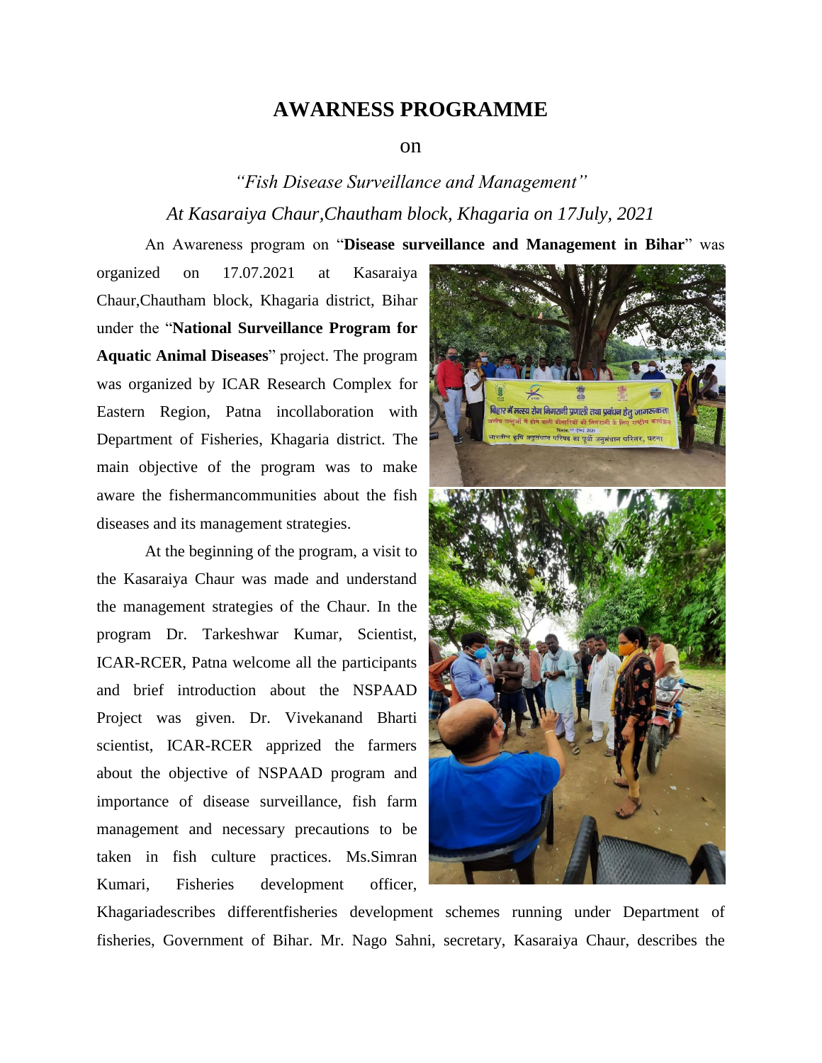# AWARNESS PROGRAMME

on

*"Fish Disease Surveillance and Management"*

*At Kasaraiya Chaur,Chautham block, Khagaria on 17July, 2021*

An Awareness program on "**Disease surveillance and Management in Bihar**" was organized on 17.07.2021 at Kasaraiya Chaur,Chautham block, Khagaria district, Bihar under the "**National Surveillance Program for Aquatic Animal Diseases**" project. The program was organized by ICAR Research Complex for Eastern Region, Patna incollaboration with Department of Fisheries, Khagaria district. The main objective of the program was to make aware the fishermancommunities about the fish diseases and its management strategies.

At the beginning of the program, a visit to the Kasaraiya Chaur was made and understand the management strategies of the Chaur. In the program Dr. Tarkeshwar Kumar, Scientist, ICAR-RCER, Patna welcome all the participants and brief introduction about the NSPAAD Project was given. Dr. Vivekanand Bharti scientist, ICAR-RCER apprized the farmers about the objective of NSPAAD program and importance of disease surveillance, fish farm management and necessary precautions to be taken in fish culture practices. Ms.Simran Kumari, Fisheries development officer, Khagariadescribes differentfisheries development schemes running under Department of fisheries, Government of Bihar. Mr. Nago Sahni, secretary, Kasaraiya Chaur, describes the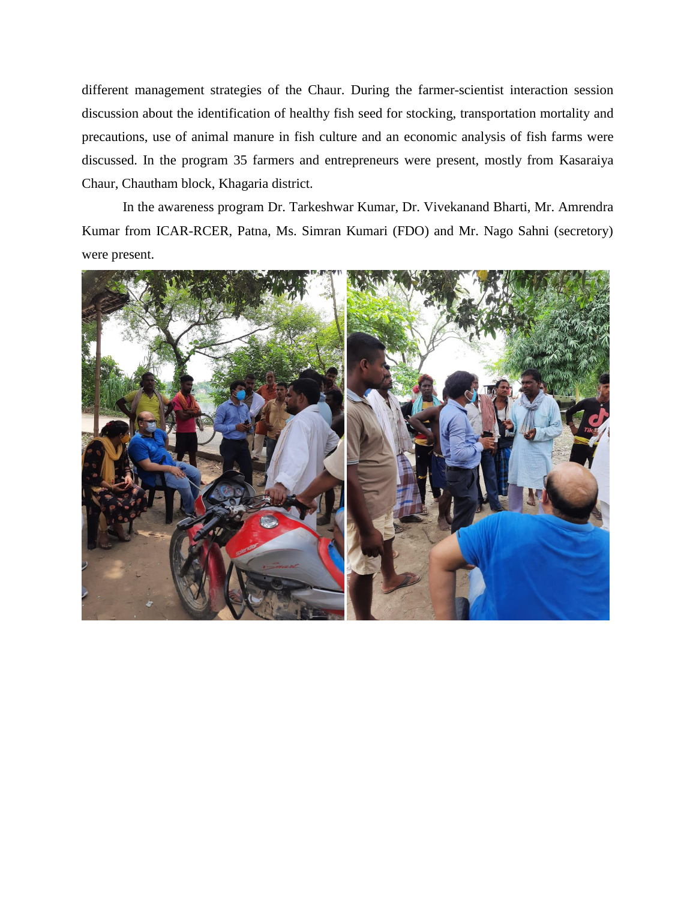different management strategies of the Chaur. During the farmer-scientist interaction session discussion about the identification of healthy fish seed for stocking, transportation mortality and precautions, use of animal manure in fish culture and an economic analysis of fish farms were discussed. In the program 35 farmers and entrepreneurs were present, mostly from Kasaraiya Chaur, Chautham block, Khagaria district.

In the awareness program Dr. Tarkeshwar Kumar, Dr. Vivekanand Bharti, Mr. Amrendra Kumar from ICAR-RCER, Patna, Ms. Simran Kumari (FDO) and Mr. Nago Sahni (secretory) were present.